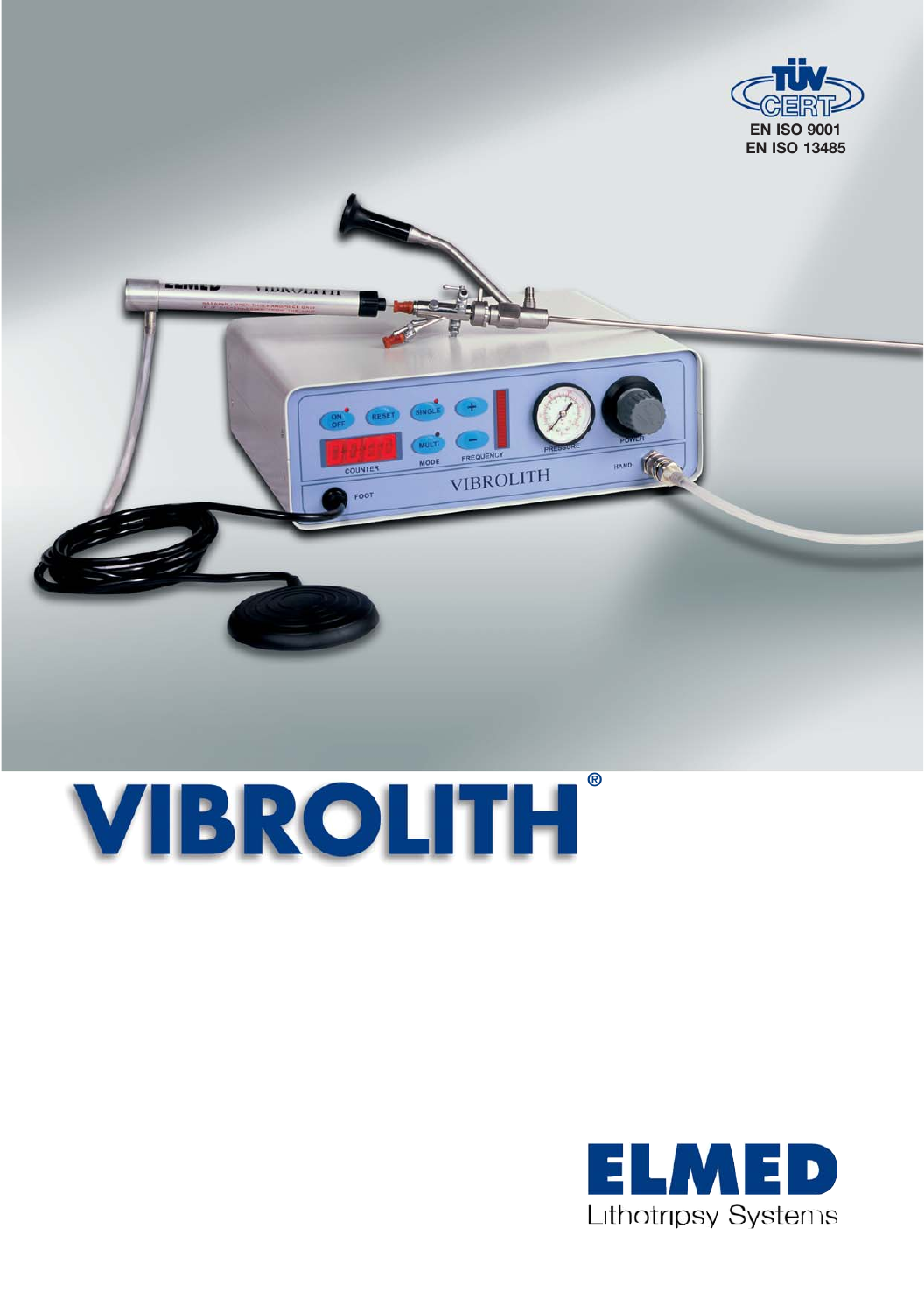EN ISO 9001
EN ISO 13485

# VIBROLITH®

ELMED
Lithotripsy Systems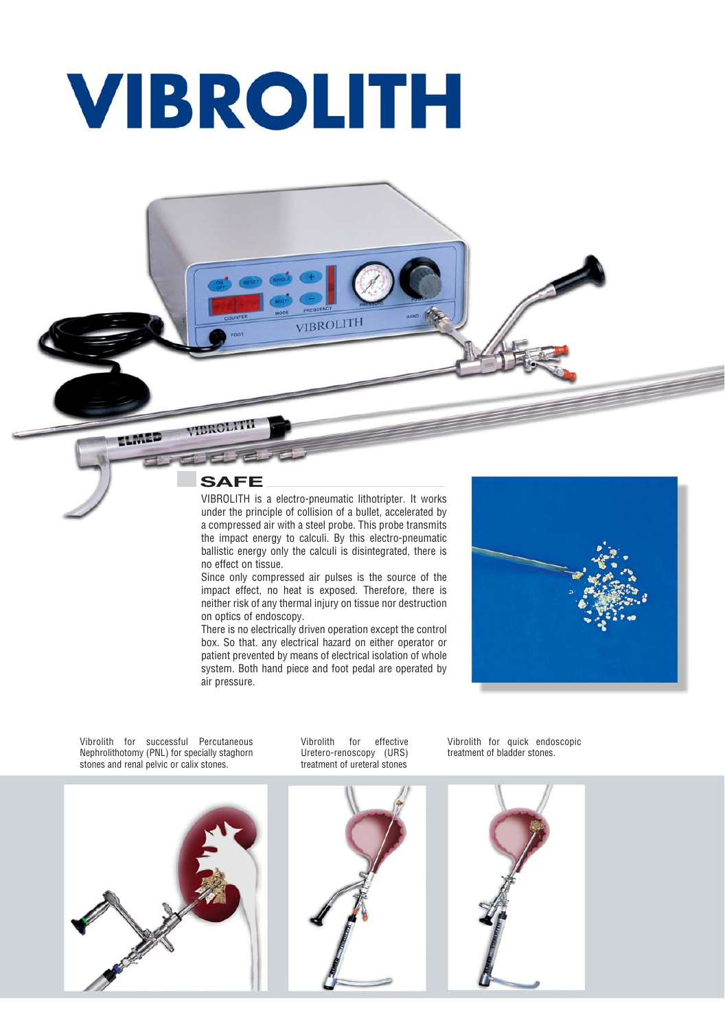# VIBROLITH

## SAFE

VIBROLITH is a electro-pneumatic lithotripter. It works under the principle of collision of a bullet, accelerated by a compressed air with a steel probe. This probe transmits the impact energy to calculi. By this electro-pneumatic ballistic energy only the calculi is disintegrated, there is no effect on tissue.

Since only compressed air pulses is the source of the impact effect, no heat is exposed. Therefore, there is neither risk of any thermal injury on tissue nor destruction on optics of endoscopy.

There is no electrically driven operation except the control box. So that. any electrical hazard on either operator or patient prevented by means of electrical isolation of whole system. Both hand piece and foot pedal are operated by air pressure.

Vibrolith for successful Percutaneous Nephrolithotomy (PNL) for specially staghorn stones and renal pelvic or calix stones.

Vibrolith for effective Uretero-renoscopy (URS) treatment of ureteral stones

Vibrolith for quick endoscopic treatment of bladder stones.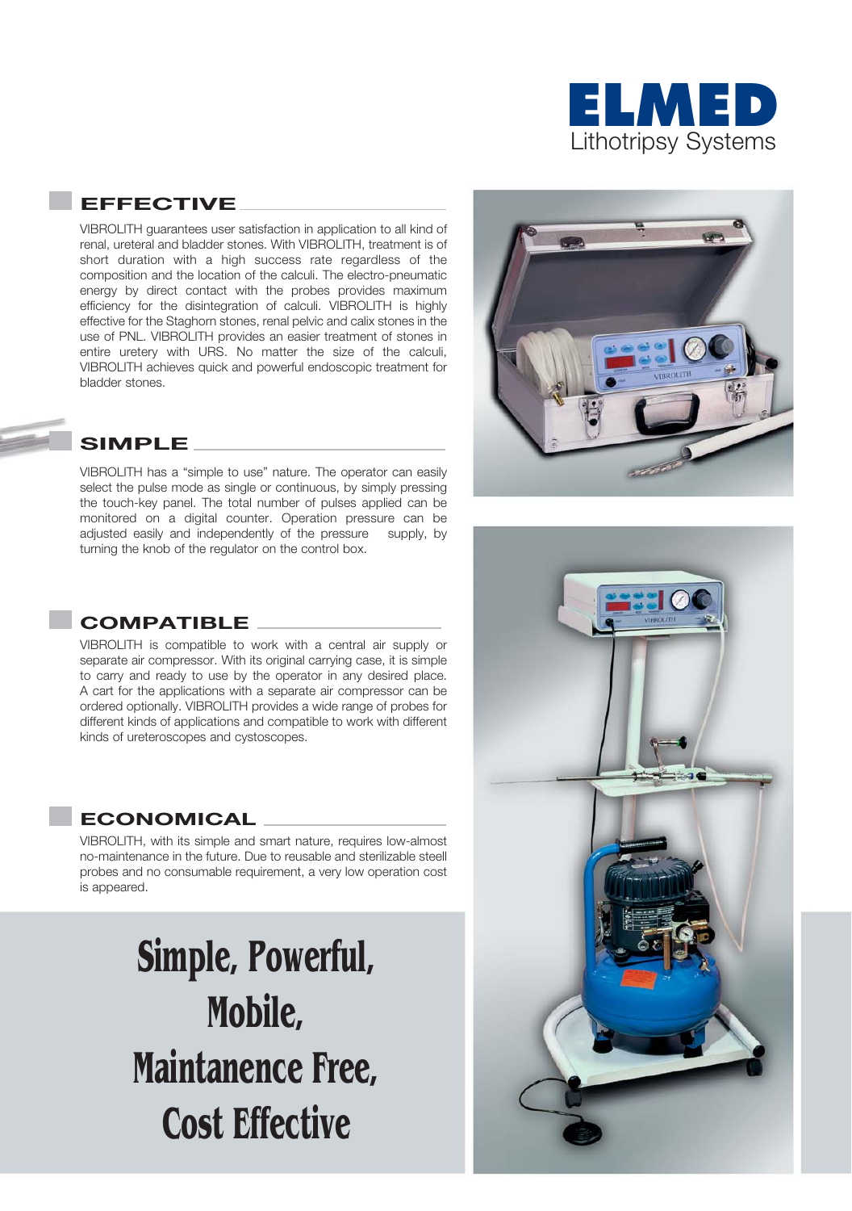# ELMED

Lithotripsy Systems

## EFFECTIVE

VIBROLITH guarantees user satisfaction in application to all kind of renal, ureteral and bladder stones. With VIBROLITH, treatment is of short duration with a high success rate regardless of the composition and the location of the calculi. The electro-pneumatic energy by direct contact with the probes provides maximum efficiency for the disintegration of calculi. VIBROLITH is highly effective for the Staghorn stones, renal pelvic and calix stones in the use of PNL. VIBROLITH provides an easier treatment of stones in entire uretery with URS. No matter the size of the calculi, VIBROLITH achieves quick and powerful endoscopic treatment for bladder stones.

## SIMPLE

VIBROLITH has a “simple to use” nature. The operator can easily select the pulse mode as single or continuous, by simply pressing the touch-key panel. The total number of pulses applied can be monitored on a digital counter. Operation pressure can be adjusted easily and independently of the pressure supply, by turning the knob of the regulator on the control box.

## COMPATIBLE

VIBROLITH is compatible to work with a central air supply or separate air compressor. With its original carrying case, it is simple to carry and ready to use by the operator in any desired place. A cart for the applications with a separate air compressor can be ordered optionally. VIBROLITH provides a wide range of probes for different kinds of applications and compatible to work with different kinds of ureteroscopes and cystoscopes.

## ECONOMICAL

VIBROLITH, with its simple and smart nature, requires low-almost no-maintenance in the future. Due to reusable and sterilizable steell probes and no consumable requirement, a very low operation cost is appeared.

**Simple, Powerful, Mobile, Maintanence Free, Cost Effective**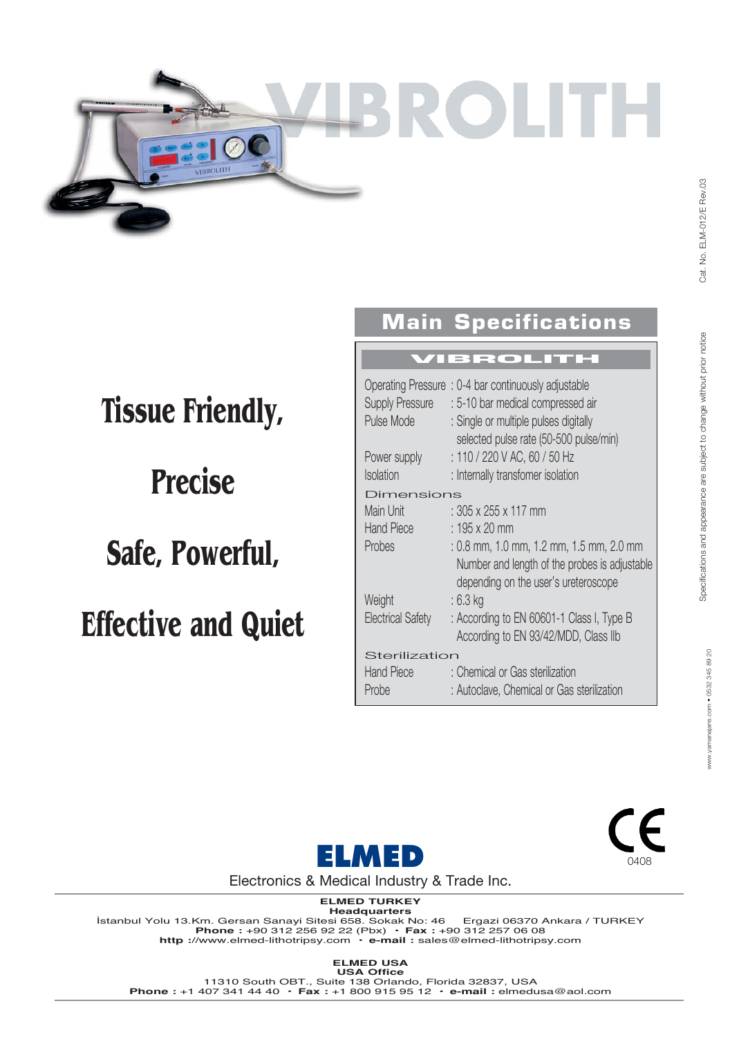# VIBROLITH

**Tissue Friendly,**

**Precise**

**Safe, Powerful,**

**Effective and Quiet**

## Main Specifications

### VIBROLITH

| | |
|---|---|
| Operating Pressure | : 0-4 bar continuously adjustable |
| Supply Pressure | : 5-10 bar medical compressed air |
| Pulse Mode | : Single or multiple pulses digitally selected pulse rate (50-500 pulse/min) |
| Power supply | : 110 / 220 V AC, 60 / 50 Hz |
| Isolation | : Internally transfomer isolation |
| **Dimensions** | |
| Main Unit | : 305 x 255 x 117 mm |
| Hand Piece | : 195 x 20 mm |
| Probes | : 0.8 mm, 1.0 mm, 1.2 mm, 1.5 mm, 2.0 mm Number and length of the probes is adjustable depending on the user's ureteroscope |
| Weight | : 6.3 kg |
| Electrical Safety | : According to EN 60601-1 Class I, Type B According to EN 93/42/MDD, Class IIb |
| **Sterilization** | |
| Hand Piece | : Chemical or Gas sterilization |
| Probe | : Autoclave, Chemical or Gas sterilization |

Cat. No. ELM-012/E Rev.03

Specifications and appearance are subject to change without prior notice

www.yamanajans.com • 0532 345 89 20

CE 0408

**ELMED**

Electronics & Medical Industry & Trade Inc.

**ELMED TURKEY**
**Headquarters**
İstanbul Yolu 13.Km. Gersan Sanayi Sitesi 658. Sokak No: 46 Ergazi 06370 Ankara / TURKEY
**Phone :** +90 312 256 92 22 (Pbx) • **Fax :** +90 312 257 06 08
**http** ://www.elmed-lithotripsy.com • **e-mail :** sales@elmed-lithotripsy.com

**ELMED USA**
**USA Office**
11310 South OBT., Suite 138 Orlando, Florida 32837, USA
**Phone :** +1 407 341 44 40 • **Fax :** +1 800 915 95 12 • **e-mail :** elmedusa@aol.com